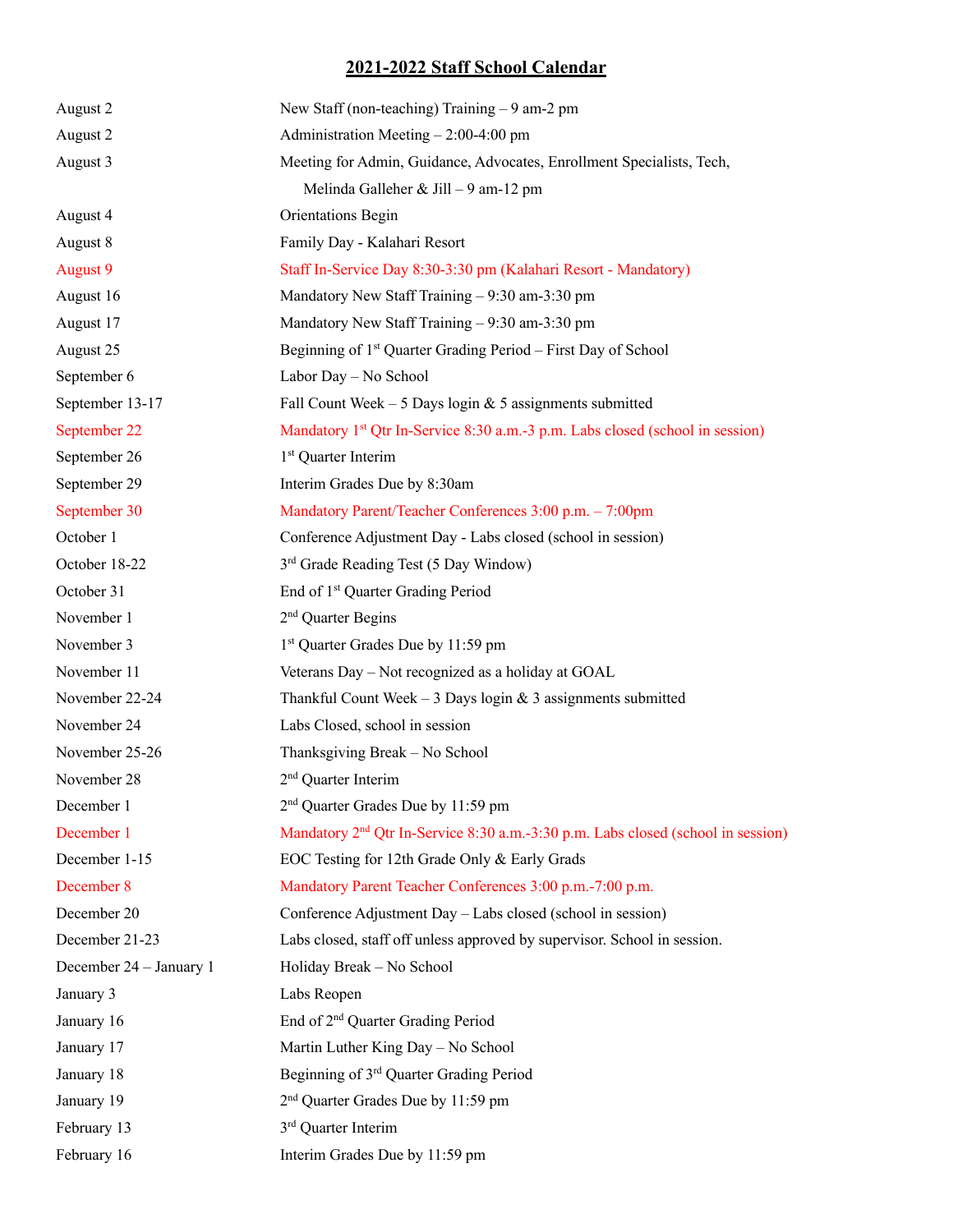# 2021-2022 Staff School Calendar

| | |
|---|---|
| August 2 | New Staff (non-teaching) Training – 9 am-2 pm |
| August 2 | Administration Meeting – 2:00-4:00 pm |
| August 3 | Meeting for Admin, Guidance, Advocates, Enrollment Specialists, Tech, Melinda Galleher & Jill – 9 am-12 pm |
| August 4 | Orientations Begin |
| August 8 | Family Day - Kalahari Resort |
| August 9 | Staff In-Service Day 8:30-3:30 pm (Kalahari Resort - Mandatory) |
| August 16 | Mandatory New Staff Training – 9:30 am-3:30 pm |
| August 17 | Mandatory New Staff Training – 9:30 am-3:30 pm |
| August 25 | Beginning of 1st Quarter Grading Period – First Day of School |
| September 6 | Labor Day – No School |
| September 13-17 | Fall Count Week – 5 Days login & 5 assignments submitted |
| September 22 | Mandatory 1st Qtr In-Service 8:30 a.m.-3 p.m. Labs closed (school in session) |
| September 26 | 1st Quarter Interim |
| September 29 | Interim Grades Due by 8:30am |
| September 30 | Mandatory Parent/Teacher Conferences 3:00 p.m. – 7:00pm |
| October 1 | Conference Adjustment Day - Labs closed (school in session) |
| October 18-22 | 3rd Grade Reading Test (5 Day Window) |
| October 31 | End of 1st Quarter Grading Period |
| November 1 | 2nd Quarter Begins |
| November 3 | 1st Quarter Grades Due by 11:59 pm |
| November 11 | Veterans Day – Not recognized as a holiday at GOAL |
| November 22-24 | Thankful Count Week – 3 Days login & 3 assignments submitted |
| November 24 | Labs Closed, school in session |
| November 25-26 | Thanksgiving Break – No School |
| November 28 | 2nd Quarter Interim |
| December 1 | 2nd Quarter Grades Due by 11:59 pm |
| December 1 | Mandatory 2nd Qtr In-Service 8:30 a.m.-3:30 p.m. Labs closed (school in session) |
| December 1-15 | EOC Testing for 12th Grade Only & Early Grads |
| December 8 | Mandatory Parent Teacher Conferences 3:00 p.m.-7:00 p.m. |
| December 20 | Conference Adjustment Day – Labs closed (school in session) |
| December 21-23 | Labs closed, staff off unless approved by supervisor. School in session. |
| December 24 – January 1 | Holiday Break – No School |
| January 3 | Labs Reopen |
| January 16 | End of 2nd Quarter Grading Period |
| January 17 | Martin Luther King Day – No School |
| January 18 | Beginning of 3rd Quarter Grading Period |
| January 19 | 2nd Quarter Grades Due by 11:59 pm |
| February 13 | 3rd Quarter Interim |
| February 16 | Interim Grades Due by 11:59 pm |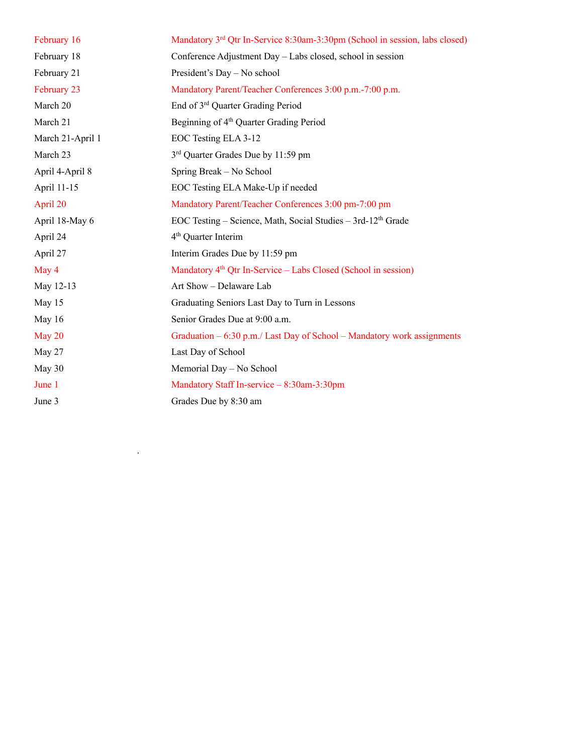| | |
|---|---|
| February 16 | Mandatory 3rd Qtr In-Service 8:30am-3:30pm (School in session, labs closed) |
| February 18 | Conference Adjustment Day – Labs closed, school in session |
| February 21 | President's Day – No school |
| February 23 | Mandatory Parent/Teacher Conferences 3:00 p.m.-7:00 p.m. |
| March 20 | End of 3rd Quarter Grading Period |
| March 21 | Beginning of 4th Quarter Grading Period |
| March 21-April 1 | EOC Testing ELA 3-12 |
| March 23 | 3rd Quarter Grades Due by 11:59 pm |
| April 4-April 8 | Spring Break – No School |
| April 11-15 | EOC Testing ELA Make-Up if needed |
| April 20 | Mandatory Parent/Teacher Conferences 3:00 pm-7:00 pm |
| April 18-May 6 | EOC Testing – Science, Math, Social Studies – 3rd-12th Grade |
| April 24 | 4th Quarter Interim |
| April 27 | Interim Grades Due by 11:59 pm |
| May 4 | Mandatory 4th Qtr In-Service – Labs Closed (School in session) |
| May 12-13 | Art Show – Delaware Lab |
| May 15 | Graduating Seniors Last Day to Turn in Lessons |
| May 16 | Senior Grades Due at 9:00 a.m. |
| May 20 | Graduation – 6:30 p.m./ Last Day of School – Mandatory work assignments |
| May 27 | Last Day of School |
| May 30 | Memorial Day – No School |
| June 1 | Mandatory Staff In-service – 8:30am-3:30pm |
| June 3 | Grades Due by 8:30 am |